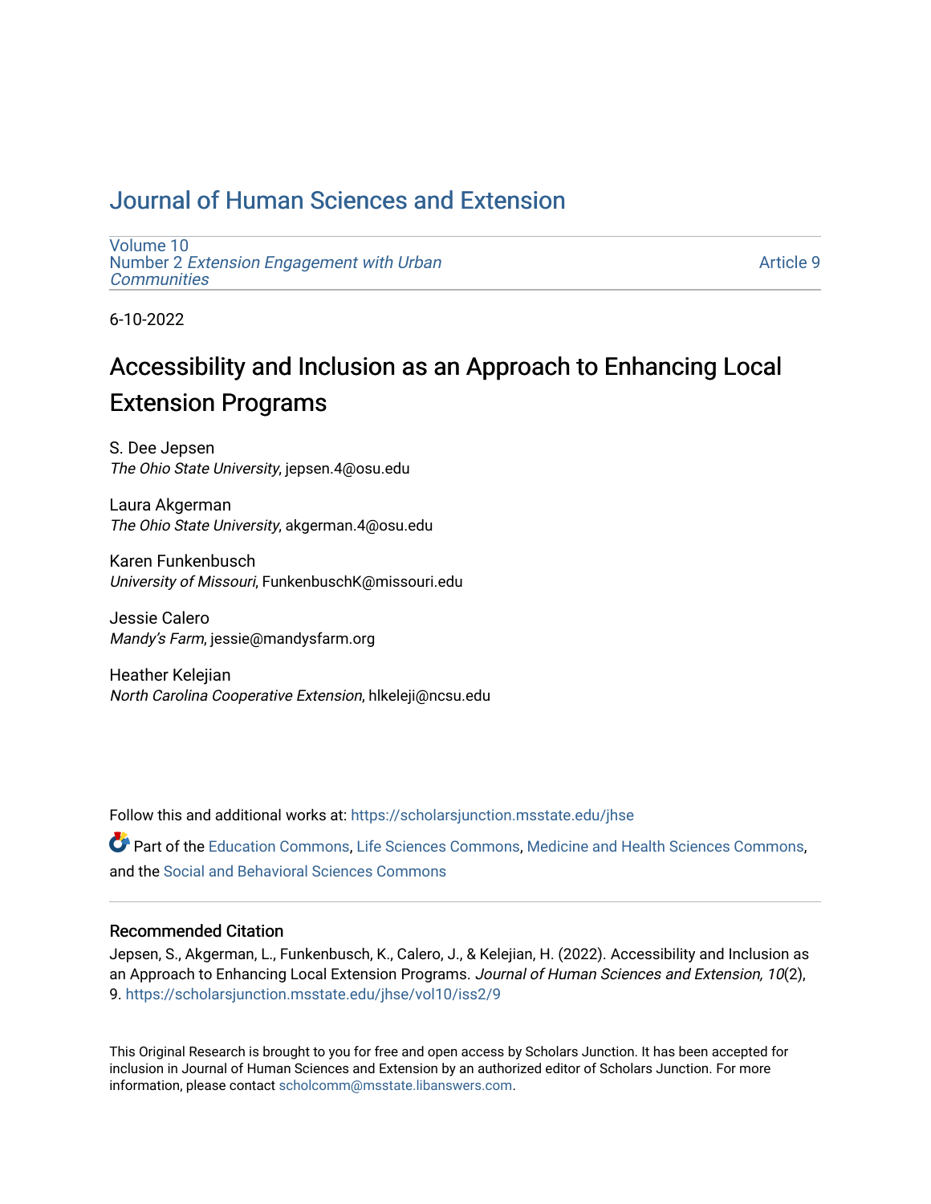# Journal of Human Sciences and Extension

Volume 10
Number 2 *Extension Engagement with Urban Communities*

Article 9

6-10-2022

## Accessibility and Inclusion as an Approach to Enhancing Local Extension Programs

S. Dee Jepsen
*The Ohio State University*, jepsen.4@osu.edu

Laura Akgerman
*The Ohio State University*, akgerman.4@osu.edu

Karen Funkenbusch
*University of Missouri*, FunkenbuschK@missouri.edu

Jessie Calero
*Mandy's Farm*, jessie@mandysfarm.org

Heather Kelejian
*North Carolina Cooperative Extension*, hlkeleji@ncsu.edu

Follow this and additional works at: https://scholarsjunction.msstate.edu/jhse

Part of the Education Commons, Life Sciences Commons, Medicine and Health Sciences Commons, and the Social and Behavioral Sciences Commons

### Recommended Citation

Jepsen, S., Akgerman, L., Funkenbusch, K., Calero, J., & Kelejian, H. (2022). Accessibility and Inclusion as an Approach to Enhancing Local Extension Programs. *Journal of Human Sciences and Extension, 10*(2), 9. https://scholarsjunction.msstate.edu/jhse/vol10/iss2/9

This Original Research is brought to you for free and open access by Scholars Junction. It has been accepted for inclusion in Journal of Human Sciences and Extension by an authorized editor of Scholars Junction. For more information, please contact scholcomm@msstate.libanswers.com.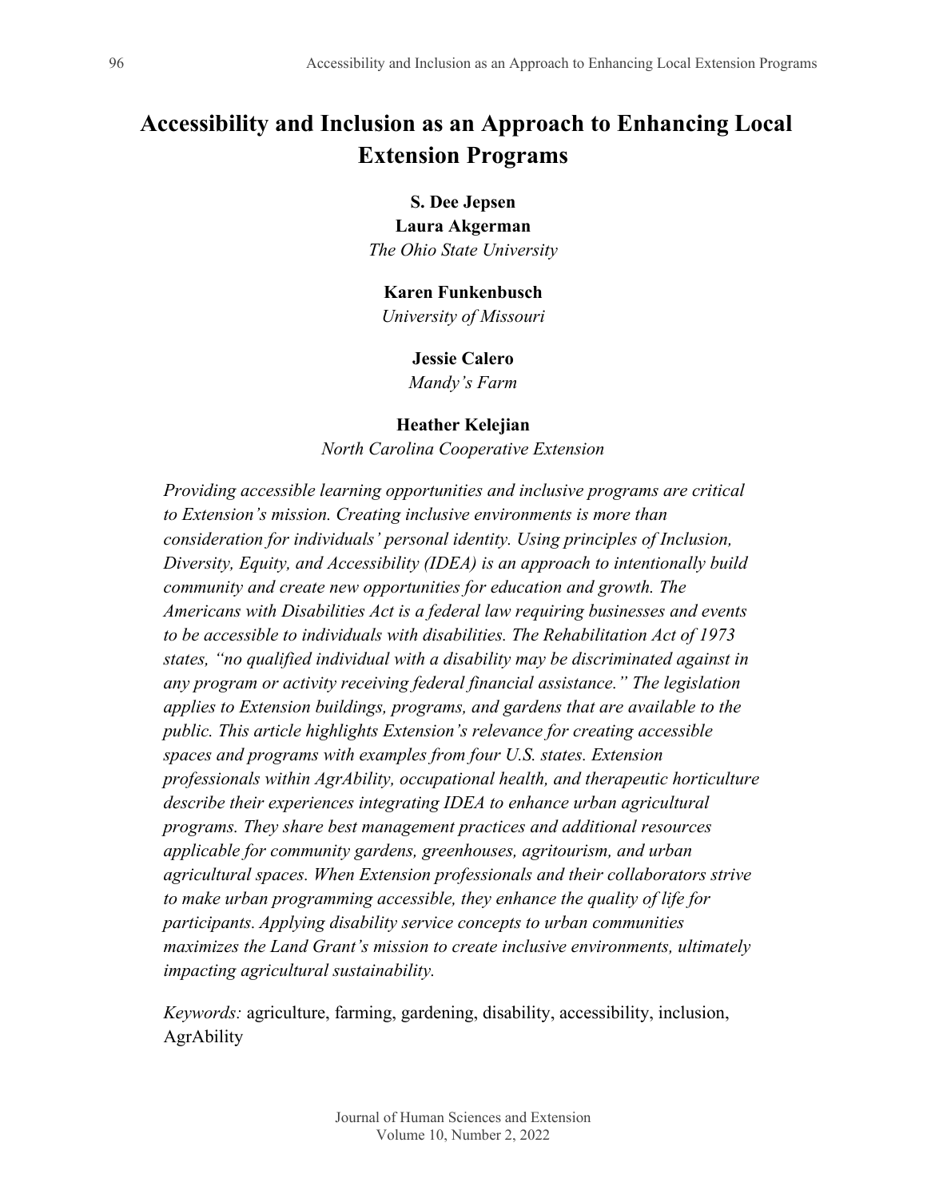# Accessibility and Inclusion as an Approach to Enhancing Local Extension Programs

**S. Dee Jepsen**
**Laura Akgerman**
*The Ohio State University*

**Karen Funkenbusch**
*University of Missouri*

**Jessie Calero**
*Mandy's Farm*

**Heather Kelejian**
*North Carolina Cooperative Extension*

*Providing accessible learning opportunities and inclusive programs are critical to Extension's mission. Creating inclusive environments is more than consideration for individuals' personal identity. Using principles of Inclusion, Diversity, Equity, and Accessibility (IDEA) is an approach to intentionally build community and create new opportunities for education and growth. The Americans with Disabilities Act is a federal law requiring businesses and events to be accessible to individuals with disabilities. The Rehabilitation Act of 1973 states, "no qualified individual with a disability may be discriminated against in any program or activity receiving federal financial assistance." The legislation applies to Extension buildings, programs, and gardens that are available to the public. This article highlights Extension's relevance for creating accessible spaces and programs with examples from four U.S. states. Extension professionals within AgrAbility, occupational health, and therapeutic horticulture describe their experiences integrating IDEA to enhance urban agricultural programs. They share best management practices and additional resources applicable for community gardens, greenhouses, agritourism, and urban agricultural spaces. When Extension professionals and their collaborators strive to make urban programming accessible, they enhance the quality of life for participants. Applying disability service concepts to urban communities maximizes the Land Grant's mission to create inclusive environments, ultimately impacting agricultural sustainability.*

*Keywords:* agriculture, farming, gardening, disability, accessibility, inclusion, AgrAbility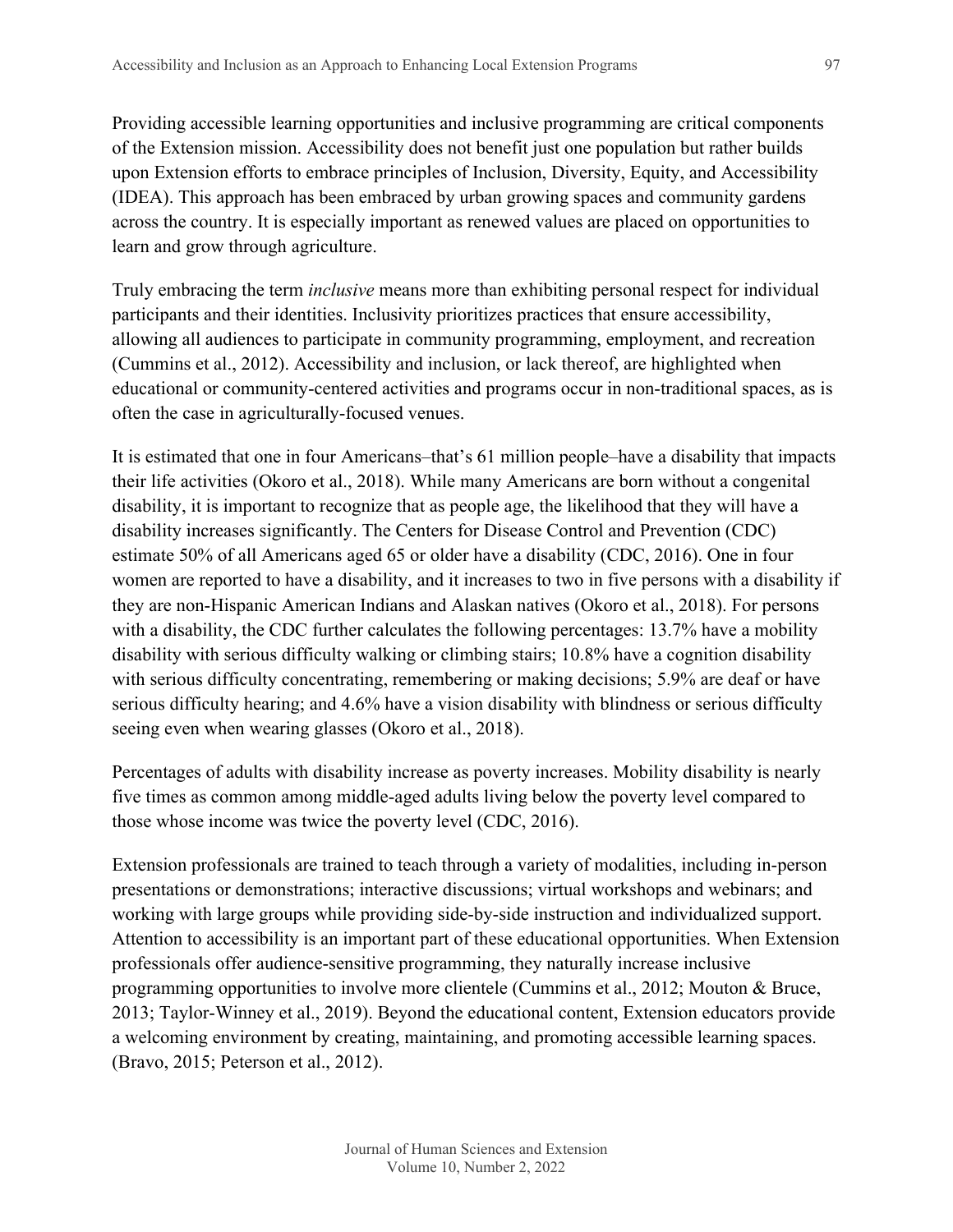Providing accessible learning opportunities and inclusive programming are critical components of the Extension mission. Accessibility does not benefit just one population but rather builds upon Extension efforts to embrace principles of Inclusion, Diversity, Equity, and Accessibility (IDEA). This approach has been embraced by urban growing spaces and community gardens across the country. It is especially important as renewed values are placed on opportunities to learn and grow through agriculture.

Truly embracing the term *inclusive* means more than exhibiting personal respect for individual participants and their identities. Inclusivity prioritizes practices that ensure accessibility, allowing all audiences to participate in community programming, employment, and recreation (Cummins et al., 2012). Accessibility and inclusion, or lack thereof, are highlighted when educational or community-centered activities and programs occur in non-traditional spaces, as is often the case in agriculturally-focused venues.

It is estimated that one in four Americans–that's 61 million people–have a disability that impacts their life activities (Okoro et al., 2018). While many Americans are born without a congenital disability, it is important to recognize that as people age, the likelihood that they will have a disability increases significantly. The Centers for Disease Control and Prevention (CDC) estimate 50% of all Americans aged 65 or older have a disability (CDC, 2016). One in four women are reported to have a disability, and it increases to two in five persons with a disability if they are non-Hispanic American Indians and Alaskan natives (Okoro et al., 2018). For persons with a disability, the CDC further calculates the following percentages: 13.7% have a mobility disability with serious difficulty walking or climbing stairs; 10.8% have a cognition disability with serious difficulty concentrating, remembering or making decisions; 5.9% are deaf or have serious difficulty hearing; and 4.6% have a vision disability with blindness or serious difficulty seeing even when wearing glasses (Okoro et al., 2018).

Percentages of adults with disability increase as poverty increases. Mobility disability is nearly five times as common among middle-aged adults living below the poverty level compared to those whose income was twice the poverty level (CDC, 2016).

Extension professionals are trained to teach through a variety of modalities, including in-person presentations or demonstrations; interactive discussions; virtual workshops and webinars; and working with large groups while providing side-by-side instruction and individualized support. Attention to accessibility is an important part of these educational opportunities. When Extension professionals offer audience-sensitive programming, they naturally increase inclusive programming opportunities to involve more clientele (Cummins et al., 2012; Mouton & Bruce, 2013; Taylor-Winney et al., 2019). Beyond the educational content, Extension educators provide a welcoming environment by creating, maintaining, and promoting accessible learning spaces. (Bravo, 2015; Peterson et al., 2012).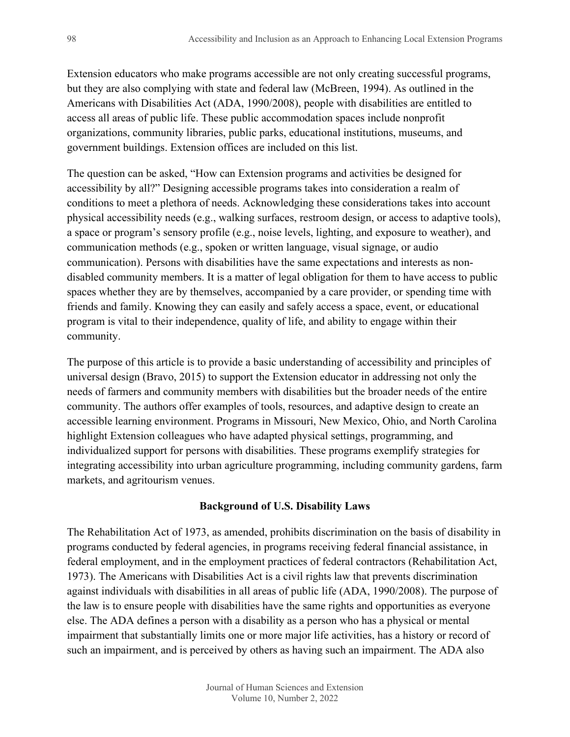Extension educators who make programs accessible are not only creating successful programs, but they are also complying with state and federal law (McBreen, 1994). As outlined in the Americans with Disabilities Act (ADA, 1990/2008), people with disabilities are entitled to access all areas of public life. These public accommodation spaces include nonprofit organizations, community libraries, public parks, educational institutions, museums, and government buildings. Extension offices are included on this list.

The question can be asked, "How can Extension programs and activities be designed for accessibility by all?" Designing accessible programs takes into consideration a realm of conditions to meet a plethora of needs. Acknowledging these considerations takes into account physical accessibility needs (e.g., walking surfaces, restroom design, or access to adaptive tools), a space or program's sensory profile (e.g., noise levels, lighting, and exposure to weather), and communication methods (e.g., spoken or written language, visual signage, or audio communication). Persons with disabilities have the same expectations and interests as non-disabled community members. It is a matter of legal obligation for them to have access to public spaces whether they are by themselves, accompanied by a care provider, or spending time with friends and family. Knowing they can easily and safely access a space, event, or educational program is vital to their independence, quality of life, and ability to engage within their community.

The purpose of this article is to provide a basic understanding of accessibility and principles of universal design (Bravo, 2015) to support the Extension educator in addressing not only the needs of farmers and community members with disabilities but the broader needs of the entire community. The authors offer examples of tools, resources, and adaptive design to create an accessible learning environment. Programs in Missouri, New Mexico, Ohio, and North Carolina highlight Extension colleagues who have adapted physical settings, programming, and individualized support for persons with disabilities. These programs exemplify strategies for integrating accessibility into urban agriculture programming, including community gardens, farm markets, and agritourism venues.

## Background of U.S. Disability Laws

The Rehabilitation Act of 1973, as amended, prohibits discrimination on the basis of disability in programs conducted by federal agencies, in programs receiving federal financial assistance, in federal employment, and in the employment practices of federal contractors (Rehabilitation Act, 1973). The Americans with Disabilities Act is a civil rights law that prevents discrimination against individuals with disabilities in all areas of public life (ADA, 1990/2008). The purpose of the law is to ensure people with disabilities have the same rights and opportunities as everyone else. The ADA defines a person with a disability as a person who has a physical or mental impairment that substantially limits one or more major life activities, has a history or record of such an impairment, and is perceived by others as having such an impairment. The ADA also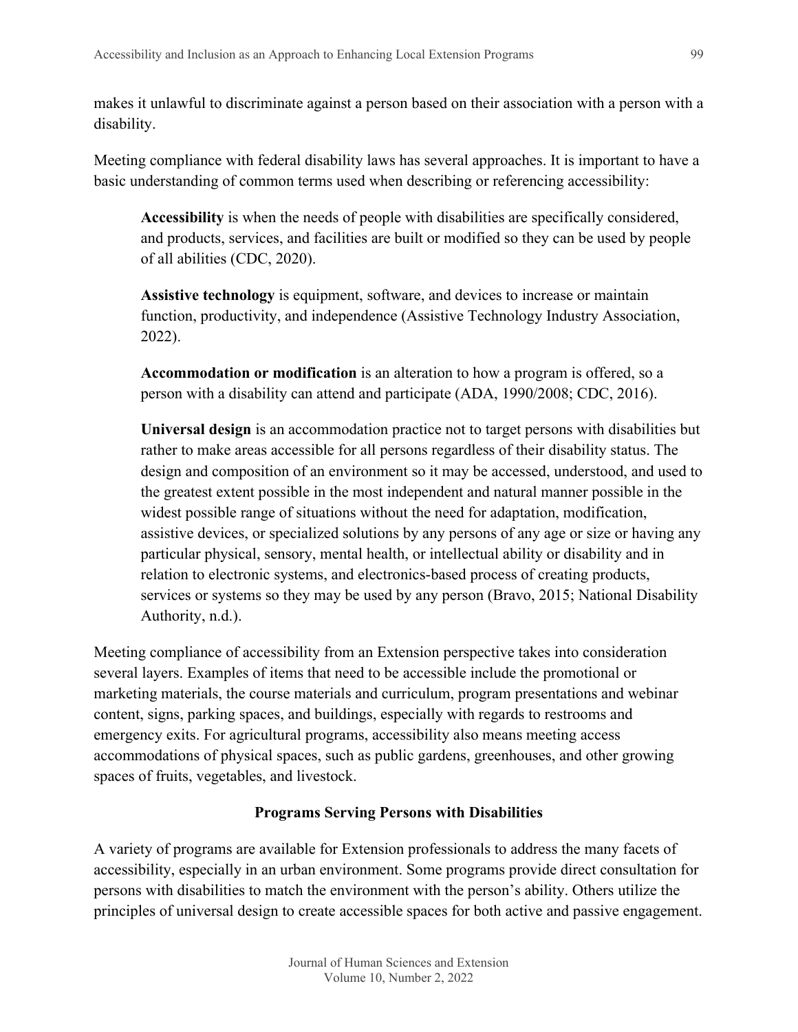makes it unlawful to discriminate against a person based on their association with a person with a disability.

Meeting compliance with federal disability laws has several approaches. It is important to have a basic understanding of common terms used when describing or referencing accessibility:

> **Accessibility** is when the needs of people with disabilities are specifically considered, and products, services, and facilities are built or modified so they can be used by people of all abilities (CDC, 2020).
>
> **Assistive technology** is equipment, software, and devices to increase or maintain function, productivity, and independence (Assistive Technology Industry Association, 2022).
>
> **Accommodation or modification** is an alteration to how a program is offered, so a person with a disability can attend and participate (ADA, 1990/2008; CDC, 2016).
>
> **Universal design** is an accommodation practice not to target persons with disabilities but rather to make areas accessible for all persons regardless of their disability status. The design and composition of an environment so it may be accessed, understood, and used to the greatest extent possible in the most independent and natural manner possible in the widest possible range of situations without the need for adaptation, modification, assistive devices, or specialized solutions by any persons of any age or size or having any particular physical, sensory, mental health, or intellectual ability or disability and in relation to electronic systems, and electronics-based process of creating products, services or systems so they may be used by any person (Bravo, 2015; National Disability Authority, n.d.).

Meeting compliance of accessibility from an Extension perspective takes into consideration several layers. Examples of items that need to be accessible include the promotional or marketing materials, the course materials and curriculum, program presentations and webinar content, signs, parking spaces, and buildings, especially with regards to restrooms and emergency exits. For agricultural programs, accessibility also means meeting access accommodations of physical spaces, such as public gardens, greenhouses, and other growing spaces of fruits, vegetables, and livestock.

## Programs Serving Persons with Disabilities

A variety of programs are available for Extension professionals to address the many facets of accessibility, especially in an urban environment. Some programs provide direct consultation for persons with disabilities to match the environment with the person's ability. Others utilize the principles of universal design to create accessible spaces for both active and passive engagement.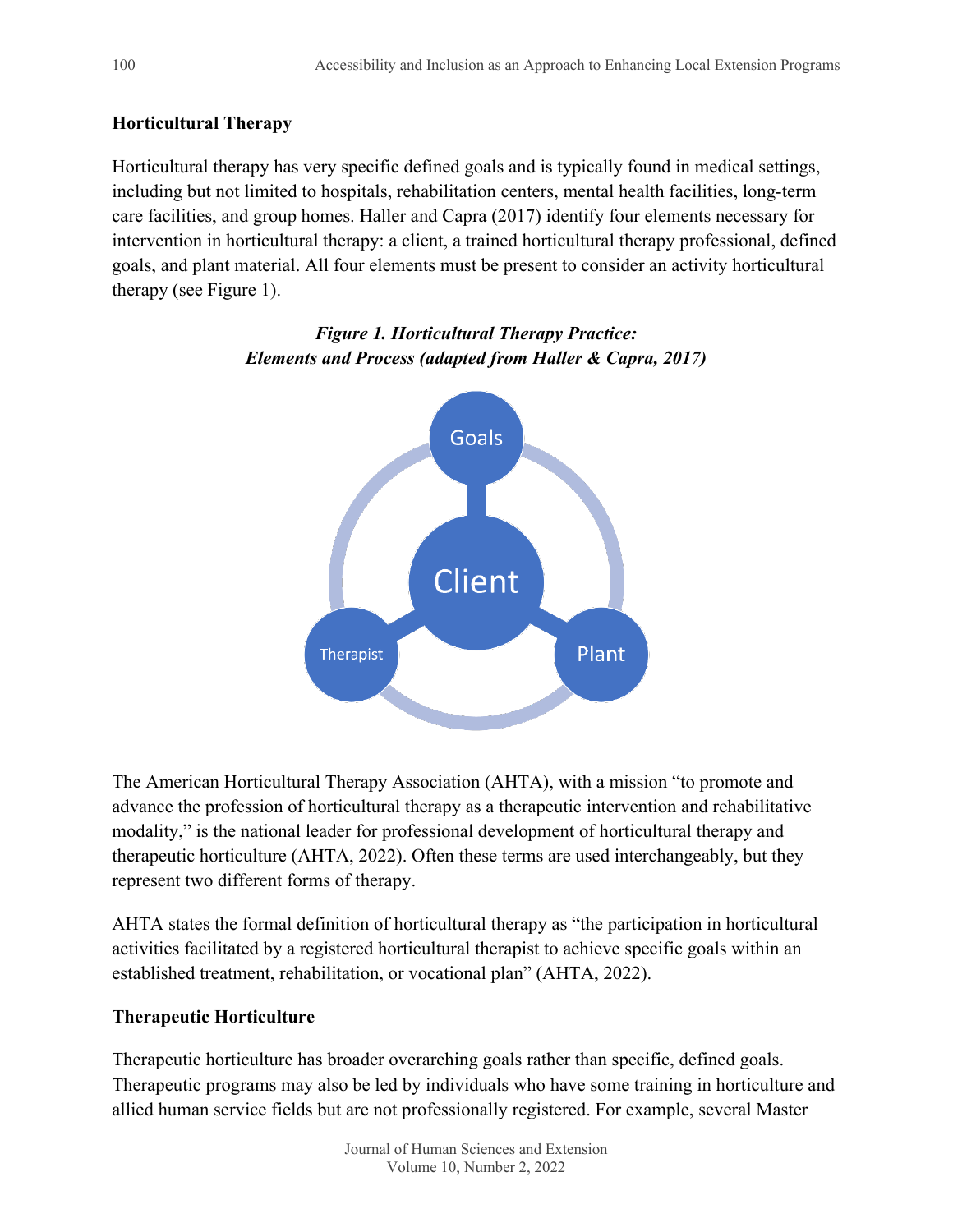## Horticultural Therapy

Horticultural therapy has very specific defined goals and is typically found in medical settings, including but not limited to hospitals, rehabilitation centers, mental health facilities, long-term care facilities, and group homes. Haller and Capra (2017) identify four elements necessary for intervention in horticultural therapy: a client, a trained horticultural therapy professional, defined goals, and plant material. All four elements must be present to consider an activity horticultural therapy (see Figure 1).

***Figure 1. Horticultural Therapy Practice: Elements and Process (adapted from Haller & Capra, 2017)***

The American Horticultural Therapy Association (AHTA), with a mission "to promote and advance the profession of horticultural therapy as a therapeutic intervention and rehabilitative modality," is the national leader for professional development of horticultural therapy and therapeutic horticulture (AHTA, 2022). Often these terms are used interchangeably, but they represent two different forms of therapy.

AHTA states the formal definition of horticultural therapy as "the participation in horticultural activities facilitated by a registered horticultural therapist to achieve specific goals within an established treatment, rehabilitation, or vocational plan" (AHTA, 2022).

## Therapeutic Horticulture

Therapeutic horticulture has broader overarching goals rather than specific, defined goals. Therapeutic programs may also be led by individuals who have some training in horticulture and allied human service fields but are not professionally registered. For example, several Master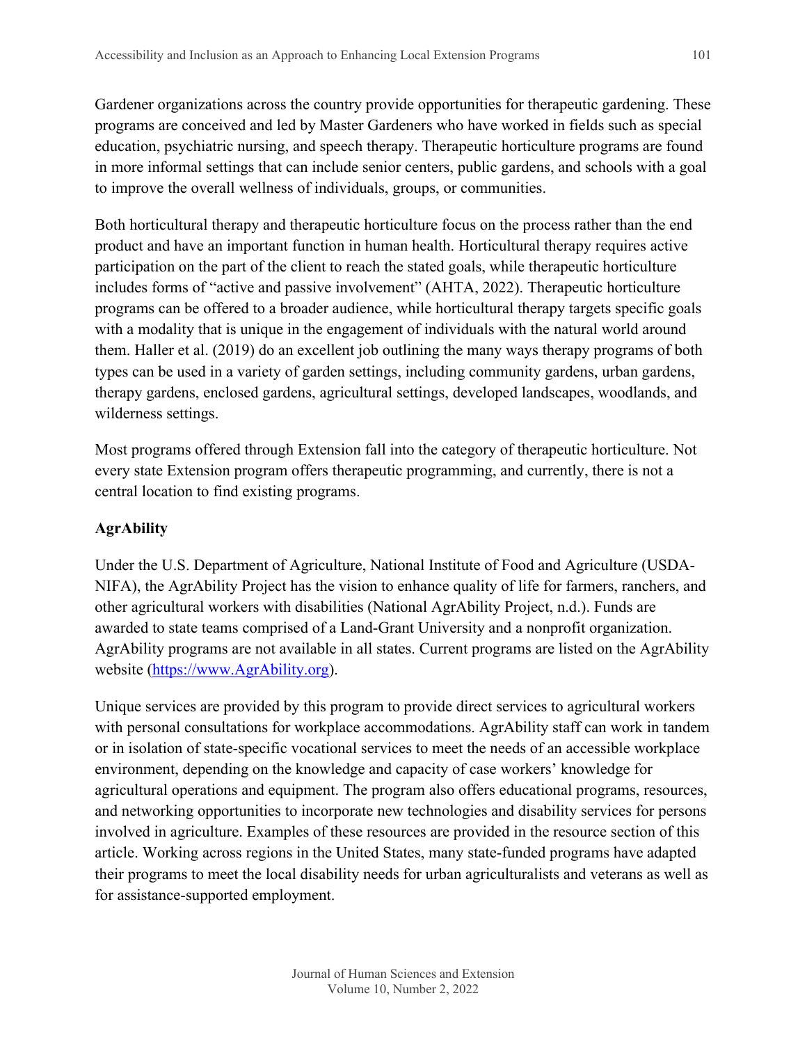Gardener organizations across the country provide opportunities for therapeutic gardening. These programs are conceived and led by Master Gardeners who have worked in fields such as special education, psychiatric nursing, and speech therapy. Therapeutic horticulture programs are found in more informal settings that can include senior centers, public gardens, and schools with a goal to improve the overall wellness of individuals, groups, or communities.

Both horticultural therapy and therapeutic horticulture focus on the process rather than the end product and have an important function in human health. Horticultural therapy requires active participation on the part of the client to reach the stated goals, while therapeutic horticulture includes forms of "active and passive involvement" (AHTA, 2022). Therapeutic horticulture programs can be offered to a broader audience, while horticultural therapy targets specific goals with a modality that is unique in the engagement of individuals with the natural world around them. Haller et al. (2019) do an excellent job outlining the many ways therapy programs of both types can be used in a variety of garden settings, including community gardens, urban gardens, therapy gardens, enclosed gardens, agricultural settings, developed landscapes, woodlands, and wilderness settings.

Most programs offered through Extension fall into the category of therapeutic horticulture. Not every state Extension program offers therapeutic programming, and currently, there is not a central location to find existing programs.

**AgrAbility**

Under the U.S. Department of Agriculture, National Institute of Food and Agriculture (USDA-NIFA), the AgrAbility Project has the vision to enhance quality of life for farmers, ranchers, and other agricultural workers with disabilities (National AgrAbility Project, n.d.). Funds are awarded to state teams comprised of a Land-Grant University and a nonprofit organization. AgrAbility programs are not available in all states. Current programs are listed on the AgrAbility website (https://www.AgrAbility.org).

Unique services are provided by this program to provide direct services to agricultural workers with personal consultations for workplace accommodations. AgrAbility staff can work in tandem or in isolation of state-specific vocational services to meet the needs of an accessible workplace environment, depending on the knowledge and capacity of case workers' knowledge for agricultural operations and equipment. The program also offers educational programs, resources, and networking opportunities to incorporate new technologies and disability services for persons involved in agriculture. Examples of these resources are provided in the resource section of this article. Working across regions in the United States, many state-funded programs have adapted their programs to meet the local disability needs for urban agriculturalists and veterans as well as for assistance-supported employment.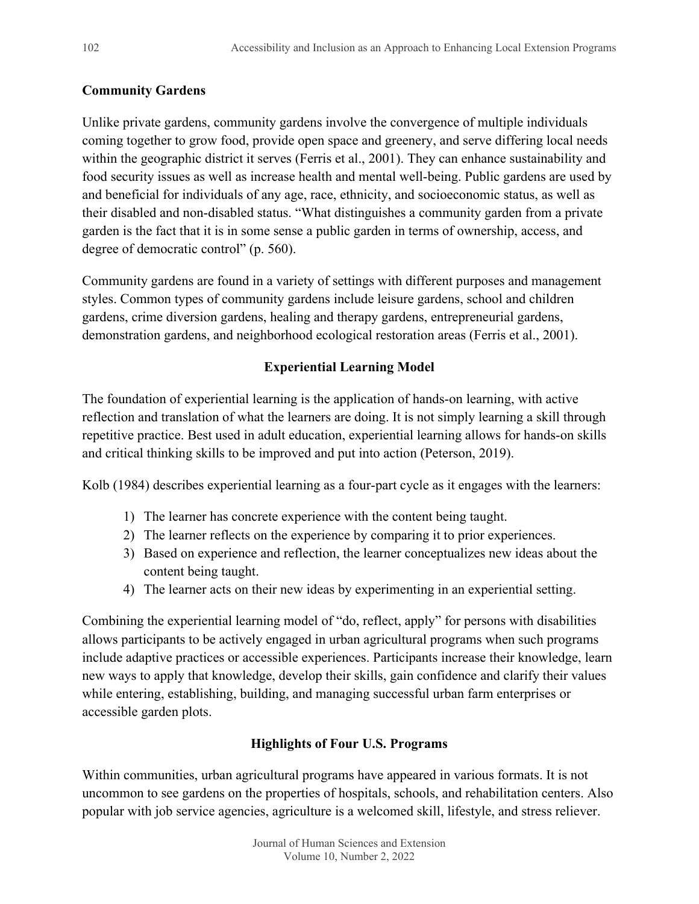## Community Gardens

Unlike private gardens, community gardens involve the convergence of multiple individuals coming together to grow food, provide open space and greenery, and serve differing local needs within the geographic district it serves (Ferris et al., 2001). They can enhance sustainability and food security issues as well as increase health and mental well-being. Public gardens are used by and beneficial for individuals of any age, race, ethnicity, and socioeconomic status, as well as their disabled and non-disabled status. "What distinguishes a community garden from a private garden is the fact that it is in some sense a public garden in terms of ownership, access, and degree of democratic control" (p. 560).

Community gardens are found in a variety of settings with different purposes and management styles. Common types of community gardens include leisure gardens, school and children gardens, crime diversion gardens, healing and therapy gardens, entrepreneurial gardens, demonstration gardens, and neighborhood ecological restoration areas (Ferris et al., 2001).

## Experiential Learning Model

The foundation of experiential learning is the application of hands-on learning, with active reflection and translation of what the learners are doing. It is not simply learning a skill through repetitive practice. Best used in adult education, experiential learning allows for hands-on skills and critical thinking skills to be improved and put into action (Peterson, 2019).

Kolb (1984) describes experiential learning as a four-part cycle as it engages with the learners:

1) The learner has concrete experience with the content being taught.
2) The learner reflects on the experience by comparing it to prior experiences.
3) Based on experience and reflection, the learner conceptualizes new ideas about the content being taught.
4) The learner acts on their new ideas by experimenting in an experiential setting.

Combining the experiential learning model of "do, reflect, apply" for persons with disabilities allows participants to be actively engaged in urban agricultural programs when such programs include adaptive practices or accessible experiences. Participants increase their knowledge, learn new ways to apply that knowledge, develop their skills, gain confidence and clarify their values while entering, establishing, building, and managing successful urban farm enterprises or accessible garden plots.

## Highlights of Four U.S. Programs

Within communities, urban agricultural programs have appeared in various formats. It is not uncommon to see gardens on the properties of hospitals, schools, and rehabilitation centers. Also popular with job service agencies, agriculture is a welcomed skill, lifestyle, and stress reliever.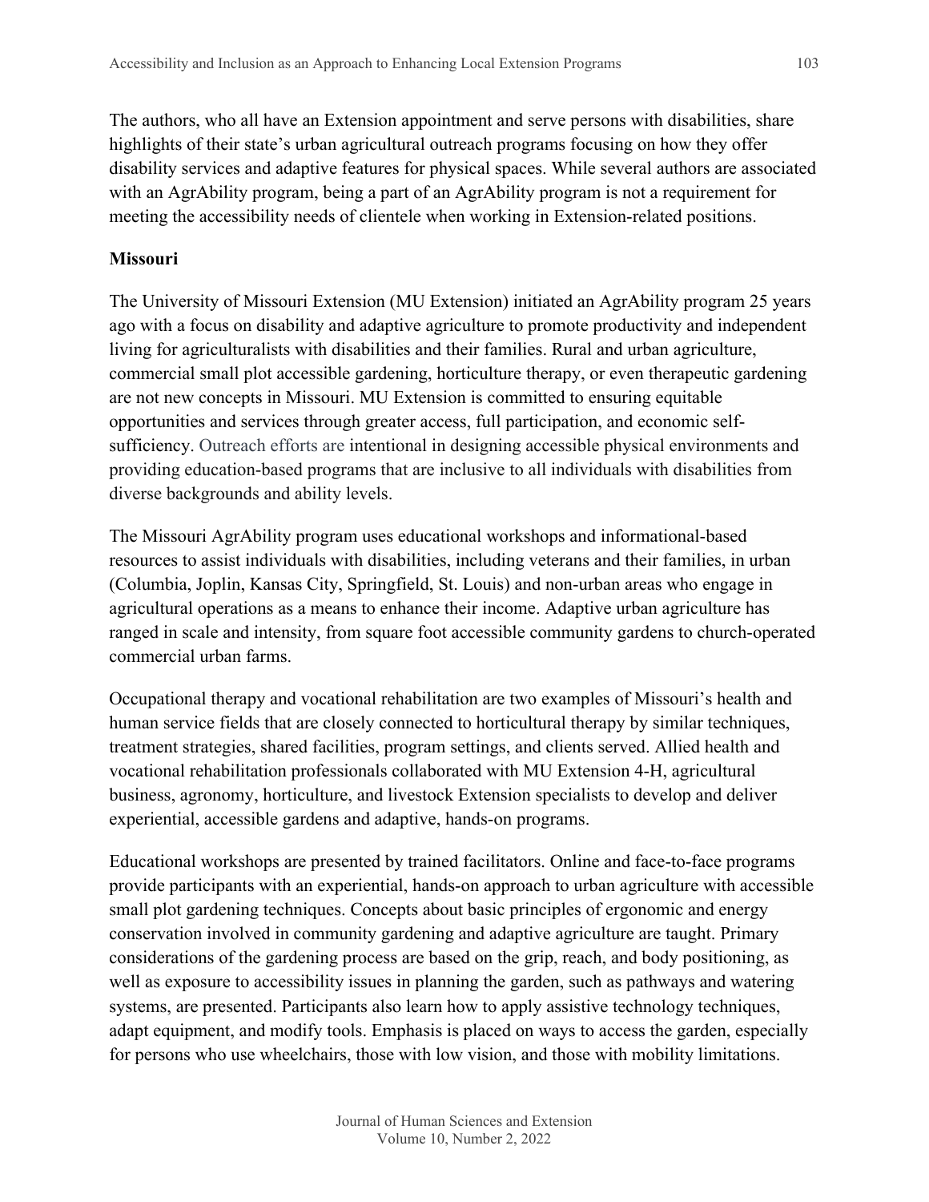The authors, who all have an Extension appointment and serve persons with disabilities, share highlights of their state's urban agricultural outreach programs focusing on how they offer disability services and adaptive features for physical spaces. While several authors are associated with an AgrAbility program, being a part of an AgrAbility program is not a requirement for meeting the accessibility needs of clientele when working in Extension-related positions.

**Missouri**

The University of Missouri Extension (MU Extension) initiated an AgrAbility program 25 years ago with a focus on disability and adaptive agriculture to promote productivity and independent living for agriculturalists with disabilities and their families. Rural and urban agriculture, commercial small plot accessible gardening, horticulture therapy, or even therapeutic gardening are not new concepts in Missouri. MU Extension is committed to ensuring equitable opportunities and services through greater access, full participation, and economic self-sufficiency. Outreach efforts are intentional in designing accessible physical environments and providing education-based programs that are inclusive to all individuals with disabilities from diverse backgrounds and ability levels.

The Missouri AgrAbility program uses educational workshops and informational-based resources to assist individuals with disabilities, including veterans and their families, in urban (Columbia, Joplin, Kansas City, Springfield, St. Louis) and non-urban areas who engage in agricultural operations as a means to enhance their income. Adaptive urban agriculture has ranged in scale and intensity, from square foot accessible community gardens to church-operated commercial urban farms.

Occupational therapy and vocational rehabilitation are two examples of Missouri's health and human service fields that are closely connected to horticultural therapy by similar techniques, treatment strategies, shared facilities, program settings, and clients served. Allied health and vocational rehabilitation professionals collaborated with MU Extension 4-H, agricultural business, agronomy, horticulture, and livestock Extension specialists to develop and deliver experiential, accessible gardens and adaptive, hands-on programs.

Educational workshops are presented by trained facilitators. Online and face-to-face programs provide participants with an experiential, hands-on approach to urban agriculture with accessible small plot gardening techniques. Concepts about basic principles of ergonomic and energy conservation involved in community gardening and adaptive agriculture are taught. Primary considerations of the gardening process are based on the grip, reach, and body positioning, as well as exposure to accessibility issues in planning the garden, such as pathways and watering systems, are presented. Participants also learn how to apply assistive technology techniques, adapt equipment, and modify tools. Emphasis is placed on ways to access the garden, especially for persons who use wheelchairs, those with low vision, and those with mobility limitations.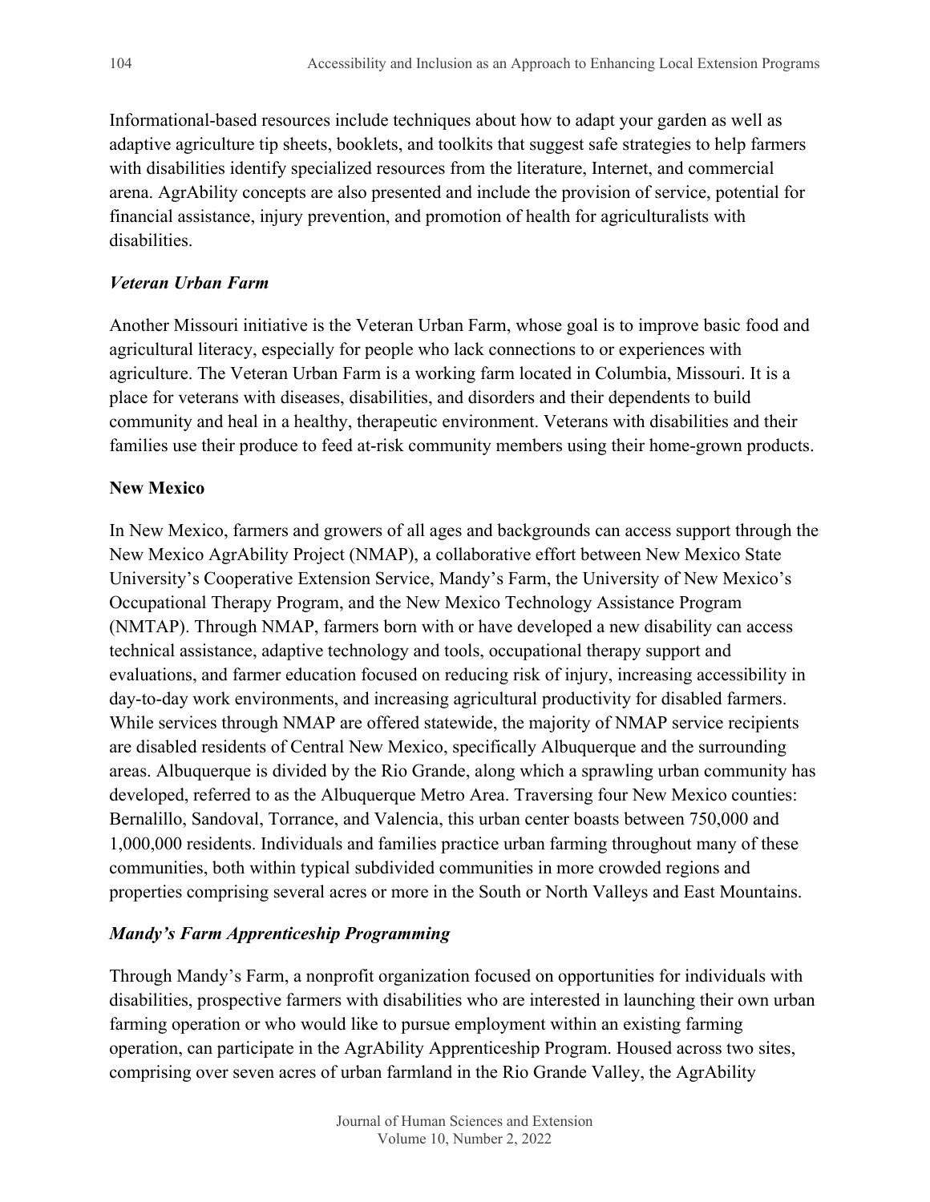Informational-based resources include techniques about how to adapt your garden as well as adaptive agriculture tip sheets, booklets, and toolkits that suggest safe strategies to help farmers with disabilities identify specialized resources from the literature, Internet, and commercial arena. AgrAbility concepts are also presented and include the provision of service, potential for financial assistance, injury prevention, and promotion of health for agriculturalists with disabilities.

#### *Veteran Urban Farm*

Another Missouri initiative is the Veteran Urban Farm, whose goal is to improve basic food and agricultural literacy, especially for people who lack connections to or experiences with agriculture. The Veteran Urban Farm is a working farm located in Columbia, Missouri. It is a place for veterans with diseases, disabilities, and disorders and their dependents to build community and heal in a healthy, therapeutic environment. Veterans with disabilities and their families use their produce to feed at-risk community members using their home-grown products.

### New Mexico

In New Mexico, farmers and growers of all ages and backgrounds can access support through the New Mexico AgrAbility Project (NMAP), a collaborative effort between New Mexico State University's Cooperative Extension Service, Mandy's Farm, the University of New Mexico's Occupational Therapy Program, and the New Mexico Technology Assistance Program (NMTAP). Through NMAP, farmers born with or have developed a new disability can access technical assistance, adaptive technology and tools, occupational therapy support and evaluations, and farmer education focused on reducing risk of injury, increasing accessibility in day-to-day work environments, and increasing agricultural productivity for disabled farmers. While services through NMAP are offered statewide, the majority of NMAP service recipients are disabled residents of Central New Mexico, specifically Albuquerque and the surrounding areas. Albuquerque is divided by the Rio Grande, along which a sprawling urban community has developed, referred to as the Albuquerque Metro Area. Traversing four New Mexico counties: Bernalillo, Sandoval, Torrance, and Valencia, this urban center boasts between 750,000 and 1,000,000 residents. Individuals and families practice urban farming throughout many of these communities, both within typical subdivided communities in more crowded regions and properties comprising several acres or more in the South or North Valleys and East Mountains.

#### *Mandy's Farm Apprenticeship Programming*

Through Mandy's Farm, a nonprofit organization focused on opportunities for individuals with disabilities, prospective farmers with disabilities who are interested in launching their own urban farming operation or who would like to pursue employment within an existing farming operation, can participate in the AgrAbility Apprenticeship Program. Housed across two sites, comprising over seven acres of urban farmland in the Rio Grande Valley, the AgrAbility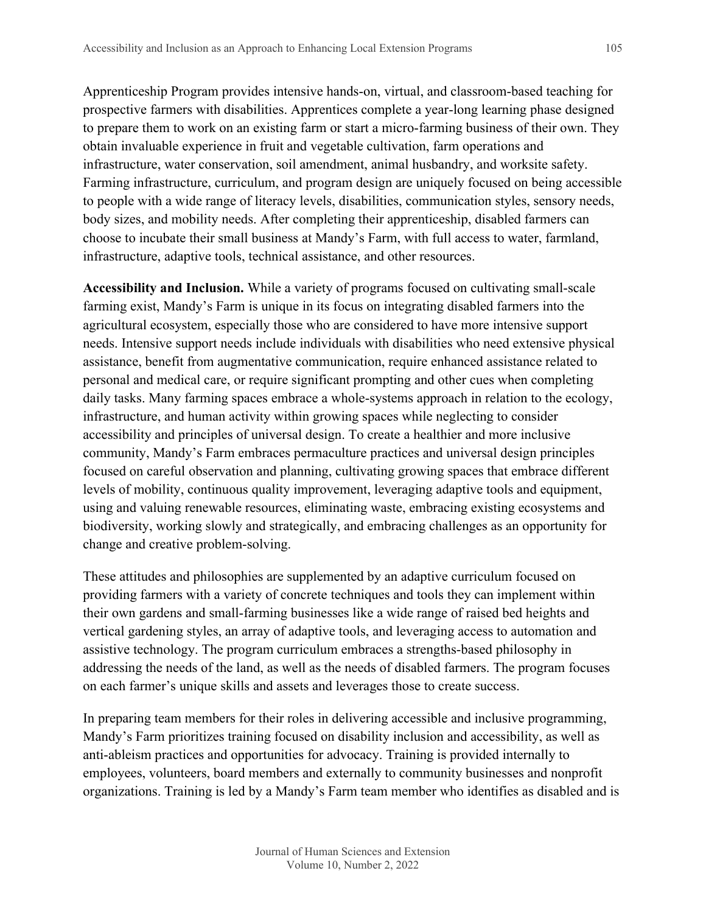Apprenticeship Program provides intensive hands-on, virtual, and classroom-based teaching for prospective farmers with disabilities. Apprentices complete a year-long learning phase designed to prepare them to work on an existing farm or start a micro-farming business of their own. They obtain invaluable experience in fruit and vegetable cultivation, farm operations and infrastructure, water conservation, soil amendment, animal husbandry, and worksite safety. Farming infrastructure, curriculum, and program design are uniquely focused on being accessible to people with a wide range of literacy levels, disabilities, communication styles, sensory needs, body sizes, and mobility needs. After completing their apprenticeship, disabled farmers can choose to incubate their small business at Mandy's Farm, with full access to water, farmland, infrastructure, adaptive tools, technical assistance, and other resources.

**Accessibility and Inclusion.** While a variety of programs focused on cultivating small-scale farming exist, Mandy's Farm is unique in its focus on integrating disabled farmers into the agricultural ecosystem, especially those who are considered to have more intensive support needs. Intensive support needs include individuals with disabilities who need extensive physical assistance, benefit from augmentative communication, require enhanced assistance related to personal and medical care, or require significant prompting and other cues when completing daily tasks. Many farming spaces embrace a whole-systems approach in relation to the ecology, infrastructure, and human activity within growing spaces while neglecting to consider accessibility and principles of universal design. To create a healthier and more inclusive community, Mandy's Farm embraces permaculture practices and universal design principles focused on careful observation and planning, cultivating growing spaces that embrace different levels of mobility, continuous quality improvement, leveraging adaptive tools and equipment, using and valuing renewable resources, eliminating waste, embracing existing ecosystems and biodiversity, working slowly and strategically, and embracing challenges as an opportunity for change and creative problem-solving.

These attitudes and philosophies are supplemented by an adaptive curriculum focused on providing farmers with a variety of concrete techniques and tools they can implement within their own gardens and small-farming businesses like a wide range of raised bed heights and vertical gardening styles, an array of adaptive tools, and leveraging access to automation and assistive technology. The program curriculum embraces a strengths-based philosophy in addressing the needs of the land, as well as the needs of disabled farmers. The program focuses on each farmer's unique skills and assets and leverages those to create success.

In preparing team members for their roles in delivering accessible and inclusive programming, Mandy's Farm prioritizes training focused on disability inclusion and accessibility, as well as anti-ableism practices and opportunities for advocacy. Training is provided internally to employees, volunteers, board members and externally to community businesses and nonprofit organizations. Training is led by a Mandy's Farm team member who identifies as disabled and is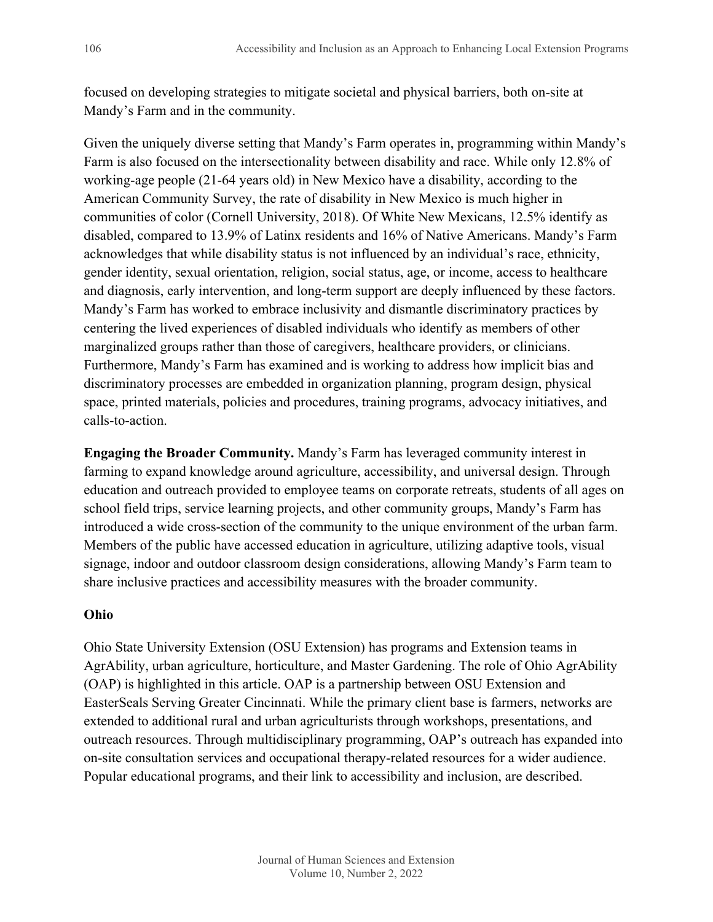focused on developing strategies to mitigate societal and physical barriers, both on-site at Mandy's Farm and in the community.

Given the uniquely diverse setting that Mandy's Farm operates in, programming within Mandy's Farm is also focused on the intersectionality between disability and race. While only 12.8% of working-age people (21-64 years old) in New Mexico have a disability, according to the American Community Survey, the rate of disability in New Mexico is much higher in communities of color (Cornell University, 2018). Of White New Mexicans, 12.5% identify as disabled, compared to 13.9% of Latinx residents and 16% of Native Americans. Mandy's Farm acknowledges that while disability status is not influenced by an individual's race, ethnicity, gender identity, sexual orientation, religion, social status, age, or income, access to healthcare and diagnosis, early intervention, and long-term support are deeply influenced by these factors. Mandy's Farm has worked to embrace inclusivity and dismantle discriminatory practices by centering the lived experiences of disabled individuals who identify as members of other marginalized groups rather than those of caregivers, healthcare providers, or clinicians. Furthermore, Mandy's Farm has examined and is working to address how implicit bias and discriminatory processes are embedded in organization planning, program design, physical space, printed materials, policies and procedures, training programs, advocacy initiatives, and calls-to-action.

**Engaging the Broader Community.** Mandy's Farm has leveraged community interest in farming to expand knowledge around agriculture, accessibility, and universal design. Through education and outreach provided to employee teams on corporate retreats, students of all ages on school field trips, service learning projects, and other community groups, Mandy's Farm has introduced a wide cross-section of the community to the unique environment of the urban farm. Members of the public have accessed education in agriculture, utilizing adaptive tools, visual signage, indoor and outdoor classroom design considerations, allowing Mandy's Farm team to share inclusive practices and accessibility measures with the broader community.

### Ohio

Ohio State University Extension (OSU Extension) has programs and Extension teams in AgrAbility, urban agriculture, horticulture, and Master Gardening. The role of Ohio AgrAbility (OAP) is highlighted in this article. OAP is a partnership between OSU Extension and EasterSeals Serving Greater Cincinnati. While the primary client base is farmers, networks are extended to additional rural and urban agriculturists through workshops, presentations, and outreach resources. Through multidisciplinary programming, OAP's outreach has expanded into on-site consultation services and occupational therapy-related resources for a wider audience. Popular educational programs, and their link to accessibility and inclusion, are described.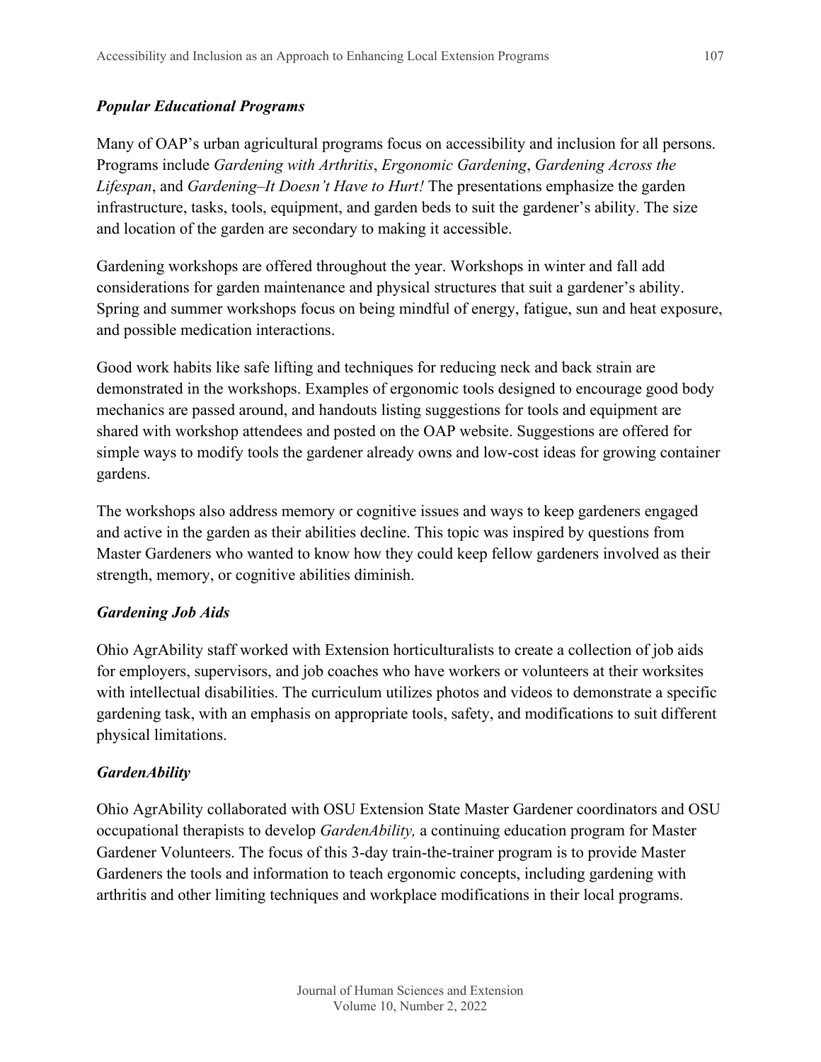### ***Popular Educational Programs***

Many of OAP's urban agricultural programs focus on accessibility and inclusion for all persons. Programs include *Gardening with Arthritis*, *Ergonomic Gardening*, *Gardening Across the Lifespan*, and *Gardening–It Doesn't Have to Hurt!* The presentations emphasize the garden infrastructure, tasks, tools, equipment, and garden beds to suit the gardener's ability. The size and location of the garden are secondary to making it accessible.

Gardening workshops are offered throughout the year. Workshops in winter and fall add considerations for garden maintenance and physical structures that suit a gardener's ability. Spring and summer workshops focus on being mindful of energy, fatigue, sun and heat exposure, and possible medication interactions.

Good work habits like safe lifting and techniques for reducing neck and back strain are demonstrated in the workshops. Examples of ergonomic tools designed to encourage good body mechanics are passed around, and handouts listing suggestions for tools and equipment are shared with workshop attendees and posted on the OAP website. Suggestions are offered for simple ways to modify tools the gardener already owns and low-cost ideas for growing container gardens.

The workshops also address memory or cognitive issues and ways to keep gardeners engaged and active in the garden as their abilities decline. This topic was inspired by questions from Master Gardeners who wanted to know how they could keep fellow gardeners involved as their strength, memory, or cognitive abilities diminish.

### ***Gardening Job Aids***

Ohio AgrAbility staff worked with Extension horticulturalists to create a collection of job aids for employers, supervisors, and job coaches who have workers or volunteers at their worksites with intellectual disabilities. The curriculum utilizes photos and videos to demonstrate a specific gardening task, with an emphasis on appropriate tools, safety, and modifications to suit different physical limitations.

### ***GardenAbility***

Ohio AgrAbility collaborated with OSU Extension State Master Gardener coordinators and OSU occupational therapists to develop *GardenAbility,* a continuing education program for Master Gardener Volunteers. The focus of this 3-day train-the-trainer program is to provide Master Gardeners the tools and information to teach ergonomic concepts, including gardening with arthritis and other limiting techniques and workplace modifications in their local programs.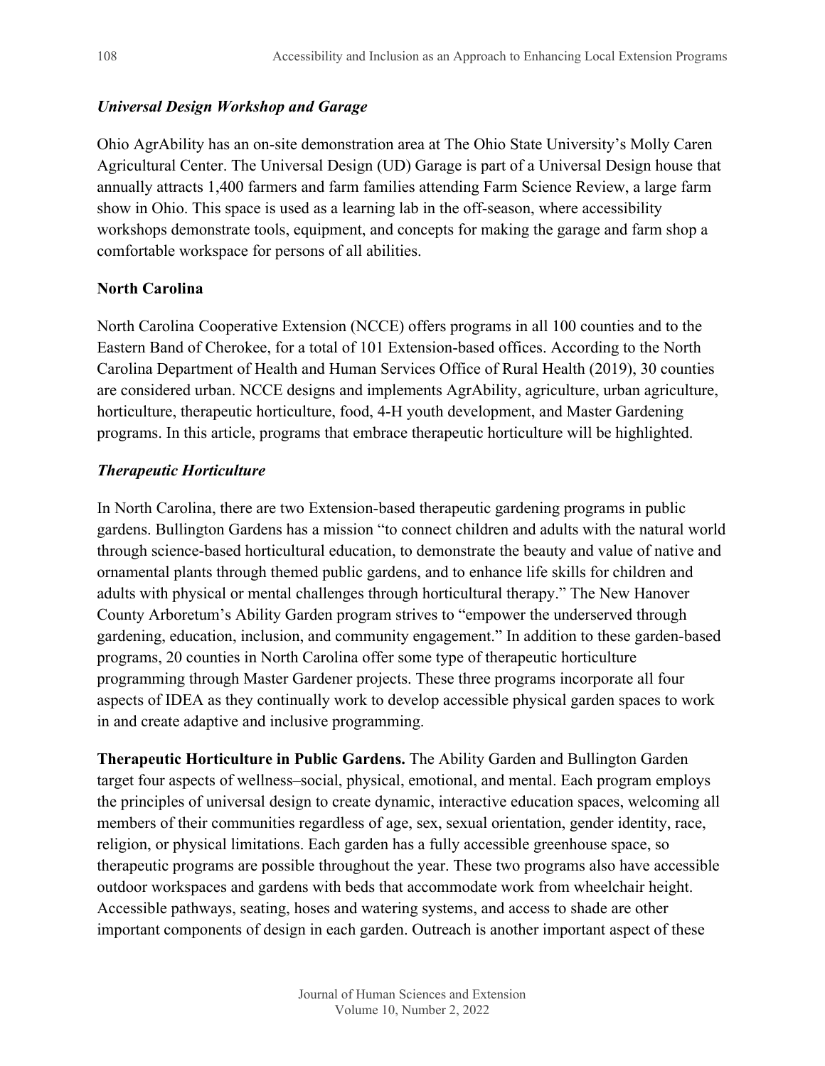### *Universal Design Workshop and Garage*

Ohio AgrAbility has an on-site demonstration area at The Ohio State University's Molly Caren Agricultural Center. The Universal Design (UD) Garage is part of a Universal Design house that annually attracts 1,400 farmers and farm families attending Farm Science Review, a large farm show in Ohio. This space is used as a learning lab in the off-season, where accessibility workshops demonstrate tools, equipment, and concepts for making the garage and farm shop a comfortable workspace for persons of all abilities.

## North Carolina

North Carolina Cooperative Extension (NCCE) offers programs in all 100 counties and to the Eastern Band of Cherokee, for a total of 101 Extension-based offices. According to the North Carolina Department of Health and Human Services Office of Rural Health (2019), 30 counties are considered urban. NCCE designs and implements AgrAbility, agriculture, urban agriculture, horticulture, therapeutic horticulture, food, 4-H youth development, and Master Gardening programs. In this article, programs that embrace therapeutic horticulture will be highlighted.

### *Therapeutic Horticulture*

In North Carolina, there are two Extension-based therapeutic gardening programs in public gardens. Bullington Gardens has a mission "to connect children and adults with the natural world through science-based horticultural education, to demonstrate the beauty and value of native and ornamental plants through themed public gardens, and to enhance life skills for children and adults with physical or mental challenges through horticultural therapy." The New Hanover County Arboretum's Ability Garden program strives to "empower the underserved through gardening, education, inclusion, and community engagement." In addition to these garden-based programs, 20 counties in North Carolina offer some type of therapeutic horticulture programming through Master Gardener projects. These three programs incorporate all four aspects of IDEA as they continually work to develop accessible physical garden spaces to work in and create adaptive and inclusive programming.

**Therapeutic Horticulture in Public Gardens.** The Ability Garden and Bullington Garden target four aspects of wellness–social, physical, emotional, and mental. Each program employs the principles of universal design to create dynamic, interactive education spaces, welcoming all members of their communities regardless of age, sex, sexual orientation, gender identity, race, religion, or physical limitations. Each garden has a fully accessible greenhouse space, so therapeutic programs are possible throughout the year. These two programs also have accessible outdoor workspaces and gardens with beds that accommodate work from wheelchair height. Accessible pathways, seating, hoses and watering systems, and access to shade are other important components of design in each garden. Outreach is another important aspect of these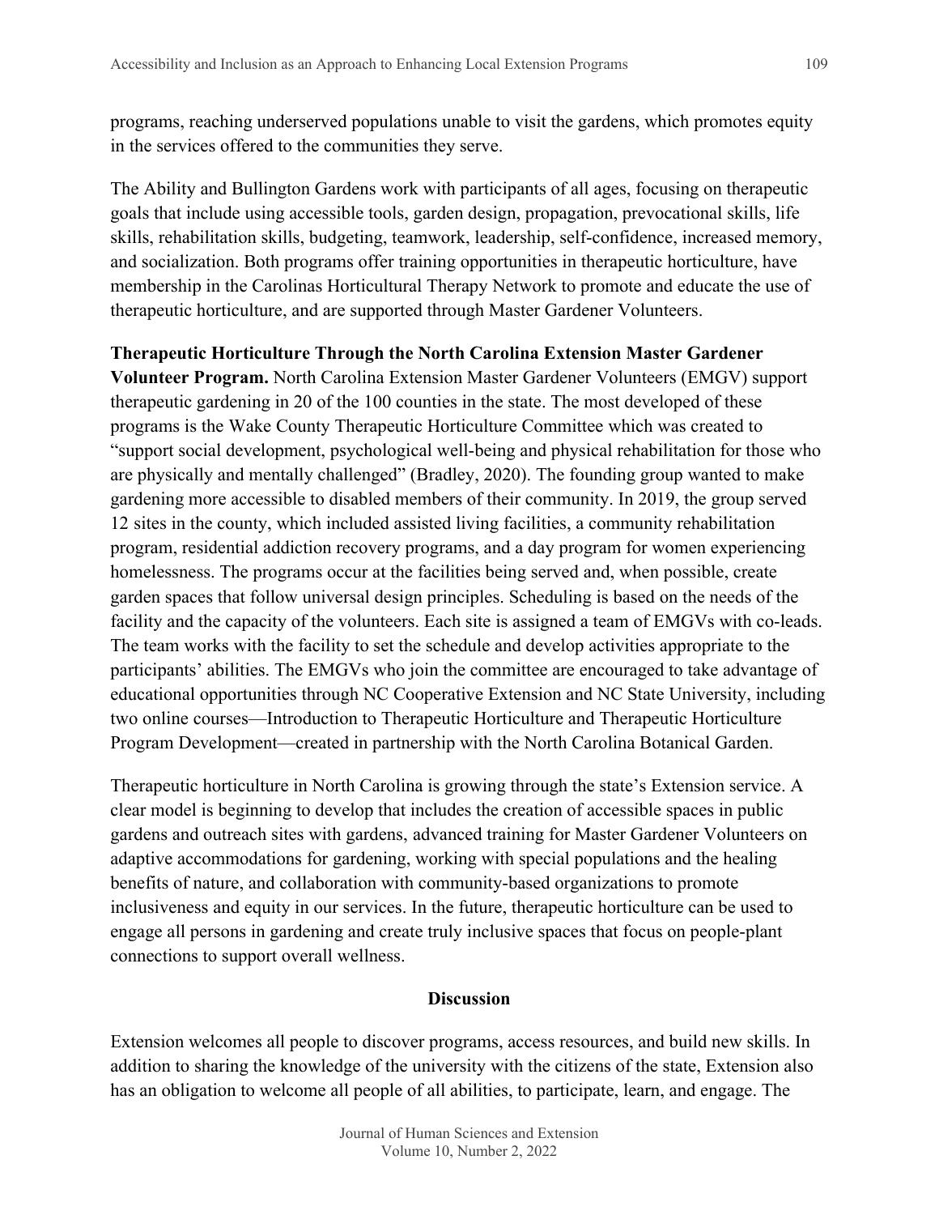programs, reaching underserved populations unable to visit the gardens, which promotes equity in the services offered to the communities they serve.

The Ability and Bullington Gardens work with participants of all ages, focusing on therapeutic goals that include using accessible tools, garden design, propagation, prevocational skills, life skills, rehabilitation skills, budgeting, teamwork, leadership, self-confidence, increased memory, and socialization. Both programs offer training opportunities in therapeutic horticulture, have membership in the Carolinas Horticultural Therapy Network to promote and educate the use of therapeutic horticulture, and are supported through Master Gardener Volunteers.

**Therapeutic Horticulture Through the North Carolina Extension Master Gardener Volunteer Program.** North Carolina Extension Master Gardener Volunteers (EMGV) support therapeutic gardening in 20 of the 100 counties in the state. The most developed of these programs is the Wake County Therapeutic Horticulture Committee which was created to "support social development, psychological well-being and physical rehabilitation for those who are physically and mentally challenged" (Bradley, 2020). The founding group wanted to make gardening more accessible to disabled members of their community. In 2019, the group served 12 sites in the county, which included assisted living facilities, a community rehabilitation program, residential addiction recovery programs, and a day program for women experiencing homelessness. The programs occur at the facilities being served and, when possible, create garden spaces that follow universal design principles. Scheduling is based on the needs of the facility and the capacity of the volunteers. Each site is assigned a team of EMGVs with co-leads. The team works with the facility to set the schedule and develop activities appropriate to the participants' abilities. The EMGVs who join the committee are encouraged to take advantage of educational opportunities through NC Cooperative Extension and NC State University, including two online courses—Introduction to Therapeutic Horticulture and Therapeutic Horticulture Program Development—created in partnership with the North Carolina Botanical Garden.

Therapeutic horticulture in North Carolina is growing through the state's Extension service. A clear model is beginning to develop that includes the creation of accessible spaces in public gardens and outreach sites with gardens, advanced training for Master Gardener Volunteers on adaptive accommodations for gardening, working with special populations and the healing benefits of nature, and collaboration with community-based organizations to promote inclusiveness and equity in our services. In the future, therapeutic horticulture can be used to engage all persons in gardening and create truly inclusive spaces that focus on people-plant connections to support overall wellness.

## Discussion

Extension welcomes all people to discover programs, access resources, and build new skills. In addition to sharing the knowledge of the university with the citizens of the state, Extension also has an obligation to welcome all people of all abilities, to participate, learn, and engage. The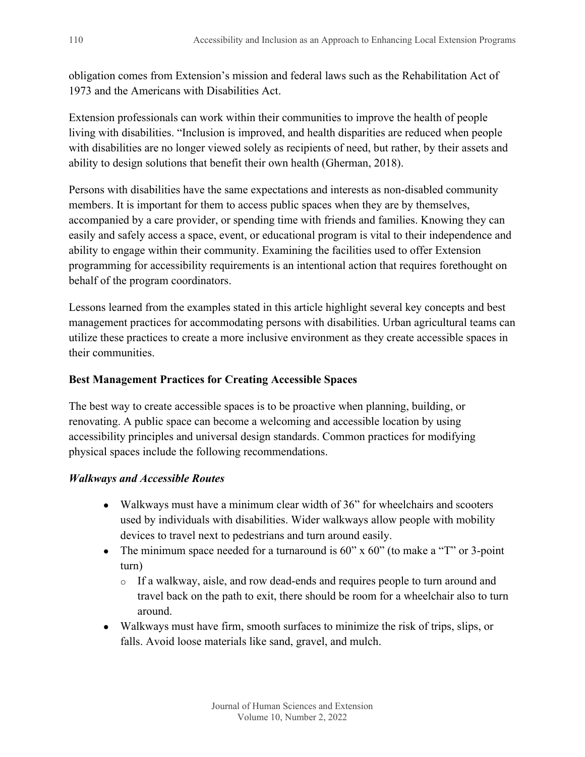obligation comes from Extension's mission and federal laws such as the Rehabilitation Act of 1973 and the Americans with Disabilities Act.

Extension professionals can work within their communities to improve the health of people living with disabilities. "Inclusion is improved, and health disparities are reduced when people with disabilities are no longer viewed solely as recipients of need, but rather, by their assets and ability to design solutions that benefit their own health (Gherman, 2018).

Persons with disabilities have the same expectations and interests as non-disabled community members. It is important for them to access public spaces when they are by themselves, accompanied by a care provider, or spending time with friends and families. Knowing they can easily and safely access a space, event, or educational program is vital to their independence and ability to engage within their community. Examining the facilities used to offer Extension programming for accessibility requirements is an intentional action that requires forethought on behalf of the program coordinators.

Lessons learned from the examples stated in this article highlight several key concepts and best management practices for accommodating persons with disabilities. Urban agricultural teams can utilize these practices to create a more inclusive environment as they create accessible spaces in their communities.

**Best Management Practices for Creating Accessible Spaces**

The best way to create accessible spaces is to be proactive when planning, building, or renovating. A public space can become a welcoming and accessible location by using accessibility principles and universal design standards. Common practices for modifying physical spaces include the following recommendations.

***Walkways and Accessible Routes***

- Walkways must have a minimum clear width of 36" for wheelchairs and scooters used by individuals with disabilities. Wider walkways allow people with mobility devices to travel next to pedestrians and turn around easily.
- The minimum space needed for a turnaround is 60" x 60" (to make a "T" or 3-point turn)
  - If a walkway, aisle, and row dead-ends and requires people to turn around and travel back on the path to exit, there should be room for a wheelchair also to turn around.
- Walkways must have firm, smooth surfaces to minimize the risk of trips, slips, or falls. Avoid loose materials like sand, gravel, and mulch.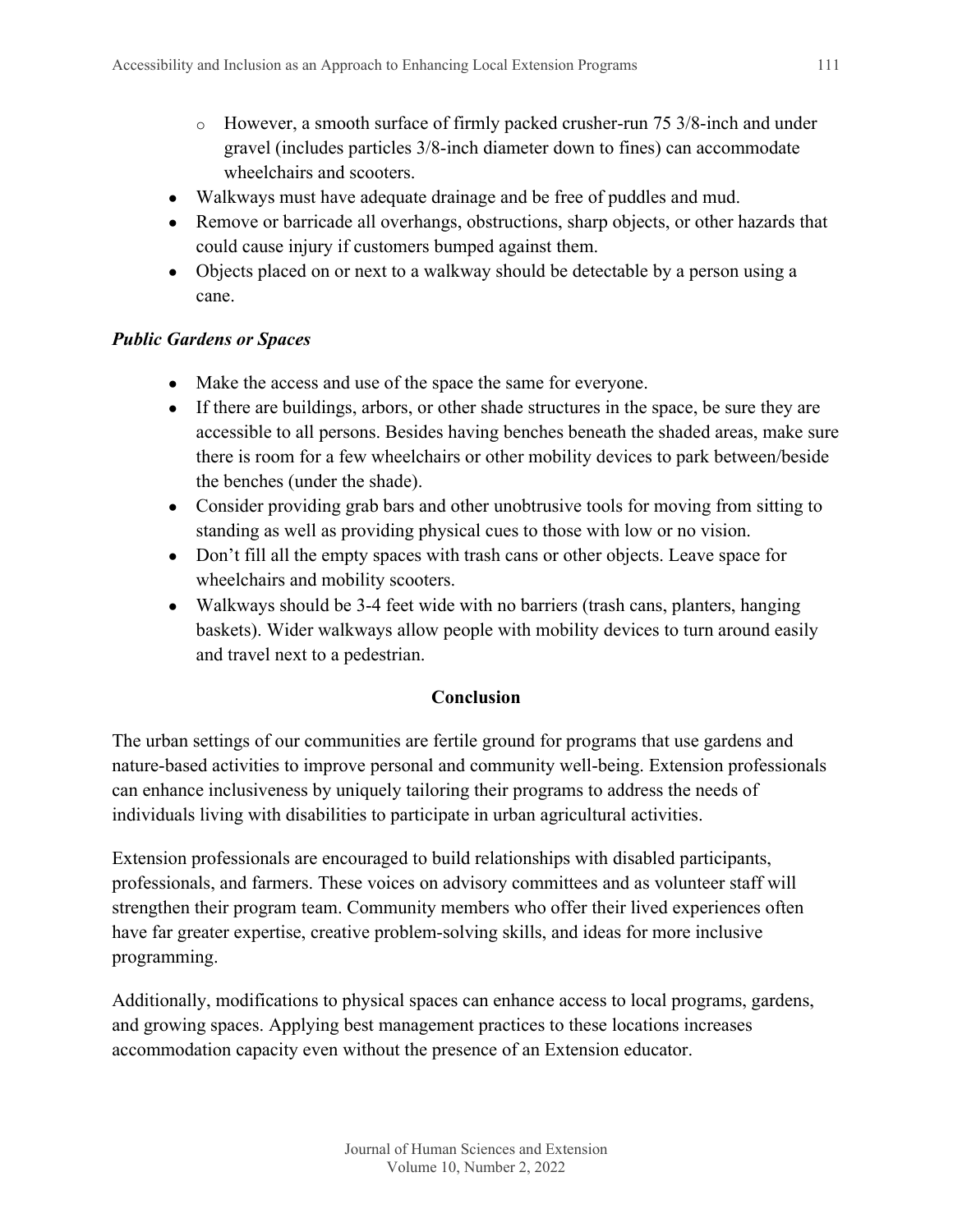- However, a smooth surface of firmly packed crusher-run 75 3/8-inch and under gravel (includes particles 3/8-inch diameter down to fines) can accommodate wheelchairs and scooters.
- Walkways must have adequate drainage and be free of puddles and mud.
- Remove or barricade all overhangs, obstructions, sharp objects, or other hazards that could cause injury if customers bumped against them.
- Objects placed on or next to a walkway should be detectable by a person using a cane.

***Public Gardens or Spaces***

- Make the access and use of the space the same for everyone.
- If there are buildings, arbors, or other shade structures in the space, be sure they are accessible to all persons. Besides having benches beneath the shaded areas, make sure there is room for a few wheelchairs or other mobility devices to park between/beside the benches (under the shade).
- Consider providing grab bars and other unobtrusive tools for moving from sitting to standing as well as providing physical cues to those with low or no vision.
- Don't fill all the empty spaces with trash cans or other objects. Leave space for wheelchairs and mobility scooters.
- Walkways should be 3-4 feet wide with no barriers (trash cans, planters, hanging baskets). Wider walkways allow people with mobility devices to turn around easily and travel next to a pedestrian.

## Conclusion

The urban settings of our communities are fertile ground for programs that use gardens and nature-based activities to improve personal and community well-being. Extension professionals can enhance inclusiveness by uniquely tailoring their programs to address the needs of individuals living with disabilities to participate in urban agricultural activities.

Extension professionals are encouraged to build relationships with disabled participants, professionals, and farmers. These voices on advisory committees and as volunteer staff will strengthen their program team. Community members who offer their lived experiences often have far greater expertise, creative problem-solving skills, and ideas for more inclusive programming.

Additionally, modifications to physical spaces can enhance access to local programs, gardens, and growing spaces. Applying best management practices to these locations increases accommodation capacity even without the presence of an Extension educator.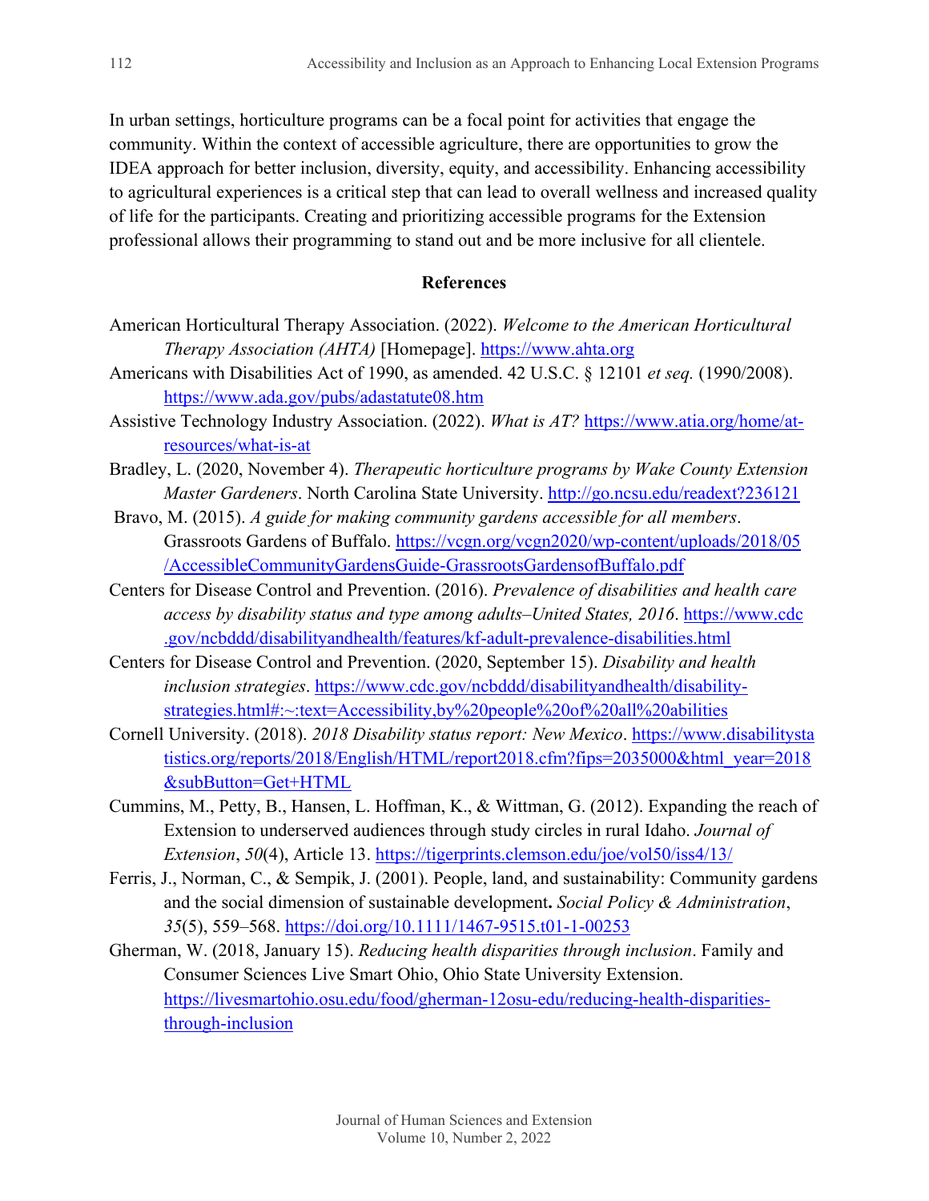In urban settings, horticulture programs can be a focal point for activities that engage the community. Within the context of accessible agriculture, there are opportunities to grow the IDEA approach for better inclusion, diversity, equity, and accessibility. Enhancing accessibility to agricultural experiences is a critical step that can lead to overall wellness and increased quality of life for the participants. Creating and prioritizing accessible programs for the Extension professional allows their programming to stand out and be more inclusive for all clientele.

## References

American Horticultural Therapy Association. (2022). *Welcome to the American Horticultural Therapy Association (AHTA)* [Homepage]. https://www.ahta.org

Americans with Disabilities Act of 1990, as amended. 42 U.S.C. § 12101 *et seq.* (1990/2008). https://www.ada.gov/pubs/adastatute08.htm

Assistive Technology Industry Association. (2022). *What is AT?* https://www.atia.org/home/at-resources/what-is-at

Bradley, L. (2020, November 4). *Therapeutic horticulture programs by Wake County Extension Master Gardeners*. North Carolina State University. http://go.ncsu.edu/readext?236121

Bravo, M. (2015). *A guide for making community gardens accessible for all members*. Grassroots Gardens of Buffalo. https://vcgn.org/vcgn2020/wp-content/uploads/2018/05/AccessibleCommunityGardensGuide-GrassrootsGardensofBuffalo.pdf

Centers for Disease Control and Prevention. (2016). *Prevalence of disabilities and health care access by disability status and type among adults–United States, 2016*. https://www.cdc.gov/ncbddd/disabilityandhealth/features/kf-adult-prevalence-disabilities.html

Centers for Disease Control and Prevention. (2020, September 15). *Disability and health inclusion strategies*. https://www.cdc.gov/ncbddd/disabilityandhealth/disability-strategies.html#:~:text=Accessibility,by%20people%20of%20all%20abilities

Cornell University. (2018). *2018 Disability status report: New Mexico*. https://www.disabilitystatistics.org/reports/2018/English/HTML/report2018.cfm?fips=2035000&html_year=2018&subButton=Get+HTML

Cummins, M., Petty, B., Hansen, L. Hoffman, K., & Wittman, G. (2012). Expanding the reach of Extension to underserved audiences through study circles in rural Idaho. *Journal of Extension*, *50*(4), Article 13. https://tigerprints.clemson.edu/joe/vol50/iss4/13/

Ferris, J., Norman, C., & Sempik, J. (2001). People, land, and sustainability: Community gardens and the social dimension of sustainable development**.** *Social Policy & Administration*, *35*(5), 559–568. https://doi.org/10.1111/1467-9515.t01-1-00253

Gherman, W. (2018, January 15). *Reducing health disparities through inclusion*. Family and Consumer Sciences Live Smart Ohio, Ohio State University Extension. https://livesmartohio.osu.edu/food/gherman-12osu-edu/reducing-health-disparities-through-inclusion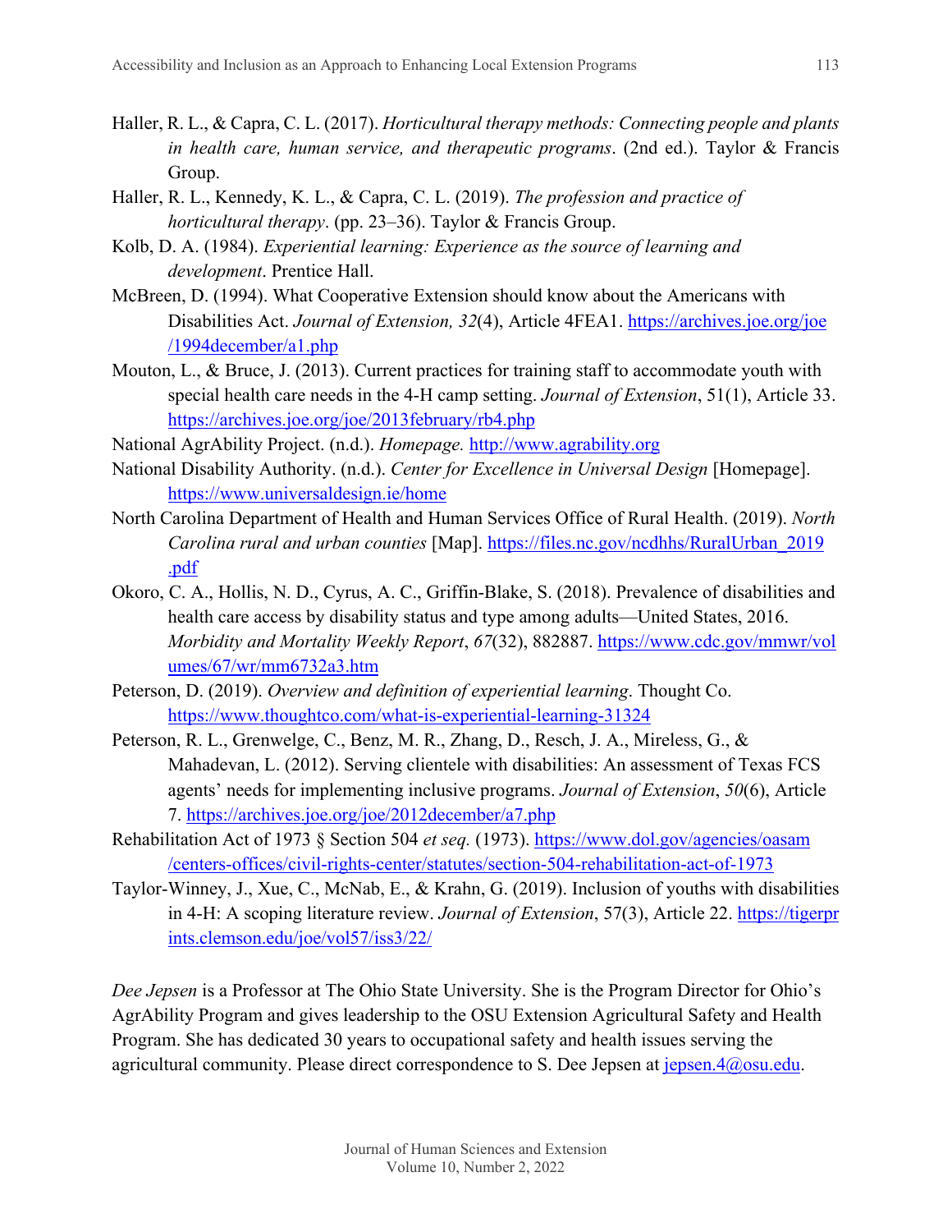Haller, R. L., & Capra, C. L. (2017). *Horticultural therapy methods: Connecting people and plants in health care, human service, and therapeutic programs*. (2nd ed.). Taylor & Francis Group.

Haller, R. L., Kennedy, K. L., & Capra, C. L. (2019). *The profession and practice of horticultural therapy*. (pp. 23–36). Taylor & Francis Group.

Kolb, D. A. (1984). *Experiential learning: Experience as the source of learning and development*. Prentice Hall.

McBreen, D. (1994). What Cooperative Extension should know about the Americans with Disabilities Act. *Journal of Extension, 32*(4), Article 4FEA1. https://archives.joe.org/joe/1994december/a1.php

Mouton, L., & Bruce, J. (2013). Current practices for training staff to accommodate youth with special health care needs in the 4-H camp setting. *Journal of Extension*, 51(1), Article 33. https://archives.joe.org/joe/2013february/rb4.php

National AgrAbility Project. (n.d.). *Homepage.* http://www.agrability.org

National Disability Authority. (n.d.). *Center for Excellence in Universal Design* [Homepage]. https://www.universaldesign.ie/home

North Carolina Department of Health and Human Services Office of Rural Health. (2019). *North Carolina rural and urban counties* [Map]. https://files.nc.gov/ncdhhs/RuralUrban_2019.pdf

Okoro, C. A., Hollis, N. D., Cyrus, A. C., Griffin-Blake, S. (2018). Prevalence of disabilities and health care access by disability status and type among adults—United States, 2016. *Morbidity and Mortality Weekly Report*, *67*(32), 882887. https://www.cdc.gov/mmwr/volumes/67/wr/mm6732a3.htm

Peterson, D. (2019). *Overview and definition of experiential learning*. Thought Co. https://www.thoughtco.com/what-is-experiential-learning-31324

Peterson, R. L., Grenwelge, C., Benz, M. R., Zhang, D., Resch, J. A., Mireless, G., & Mahadevan, L. (2012). Serving clientele with disabilities: An assessment of Texas FCS agents' needs for implementing inclusive programs. *Journal of Extension*, *50*(6), Article 7. https://archives.joe.org/joe/2012december/a7.php

Rehabilitation Act of 1973 § Section 504 *et seq.* (1973). https://www.dol.gov/agencies/oasam/centers-offices/civil-rights-center/statutes/section-504-rehabilitation-act-of-1973

Taylor-Winney, J., Xue, C., McNab, E., & Krahn, G. (2019). Inclusion of youths with disabilities in 4-H: A scoping literature review. *Journal of Extension*, 57(3), Article 22. https://tigerprints.clemson.edu/joe/vol57/iss3/22/

*Dee Jepsen* is a Professor at The Ohio State University. She is the Program Director for Ohio's AgrAbility Program and gives leadership to the OSU Extension Agricultural Safety and Health Program. She has dedicated 30 years to occupational safety and health issues serving the agricultural community. Please direct correspondence to S. Dee Jepsen at jepsen.4@osu.edu.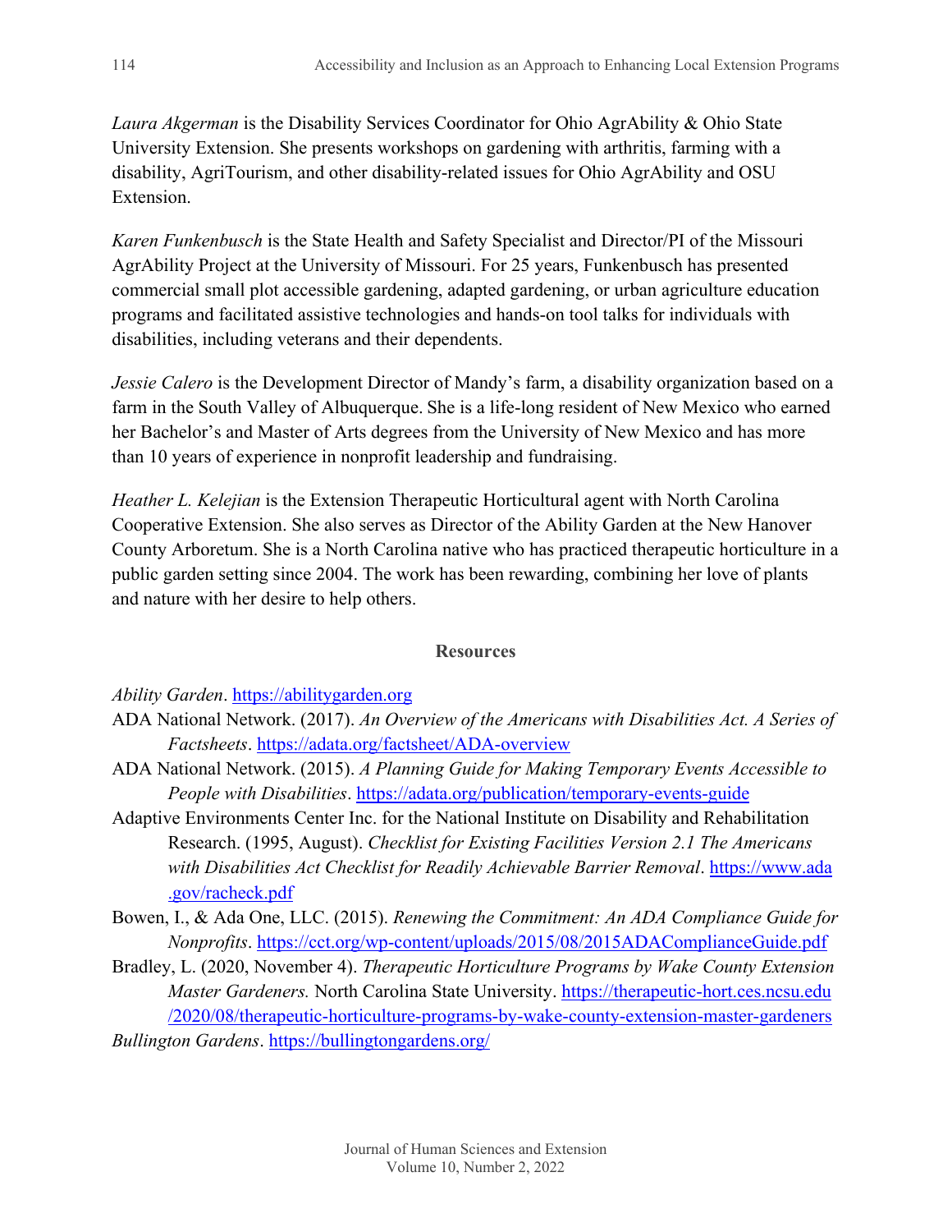*Laura Akgerman* is the Disability Services Coordinator for Ohio AgrAbility & Ohio State University Extension. She presents workshops on gardening with arthritis, farming with a disability, AgriTourism, and other disability-related issues for Ohio AgrAbility and OSU Extension.

*Karen Funkenbusch* is the State Health and Safety Specialist and Director/PI of the Missouri AgrAbility Project at the University of Missouri. For 25 years, Funkenbusch has presented commercial small plot accessible gardening, adapted gardening, or urban agriculture education programs and facilitated assistive technologies and hands-on tool talks for individuals with disabilities, including veterans and their dependents.

*Jessie Calero* is the Development Director of Mandy's farm, a disability organization based on a farm in the South Valley of Albuquerque. She is a life-long resident of New Mexico who earned her Bachelor's and Master of Arts degrees from the University of New Mexico and has more than 10 years of experience in nonprofit leadership and fundraising.

*Heather L. Kelejian* is the Extension Therapeutic Horticultural agent with North Carolina Cooperative Extension. She also serves as Director of the Ability Garden at the New Hanover County Arboretum. She is a North Carolina native who has practiced therapeutic horticulture in a public garden setting since 2004. The work has been rewarding, combining her love of plants and nature with her desire to help others.

## Resources

*Ability Garden*. https://abilitygarden.org

ADA National Network. (2017). *An Overview of the Americans with Disabilities Act. A Series of Factsheets*. https://adata.org/factsheet/ADA-overview

ADA National Network. (2015). *A Planning Guide for Making Temporary Events Accessible to People with Disabilities*. https://adata.org/publication/temporary-events-guide

Adaptive Environments Center Inc. for the National Institute on Disability and Rehabilitation Research. (1995, August). *Checklist for Existing Facilities Version 2.1 The Americans with Disabilities Act Checklist for Readily Achievable Barrier Removal*. https://www.ada.gov/racheck.pdf

Bowen, I., & Ada One, LLC. (2015). *Renewing the Commitment: An ADA Compliance Guide for Nonprofits*. https://cct.org/wp-content/uploads/2015/08/2015ADAComplianceGuide.pdf

Bradley, L. (2020, November 4). *Therapeutic Horticulture Programs by Wake County Extension Master Gardeners.* North Carolina State University. https://therapeutic-hort.ces.ncsu.edu/2020/08/therapeutic-horticulture-programs-by-wake-county-extension-master-gardeners

*Bullington Gardens*. https://bullingtongardens.org/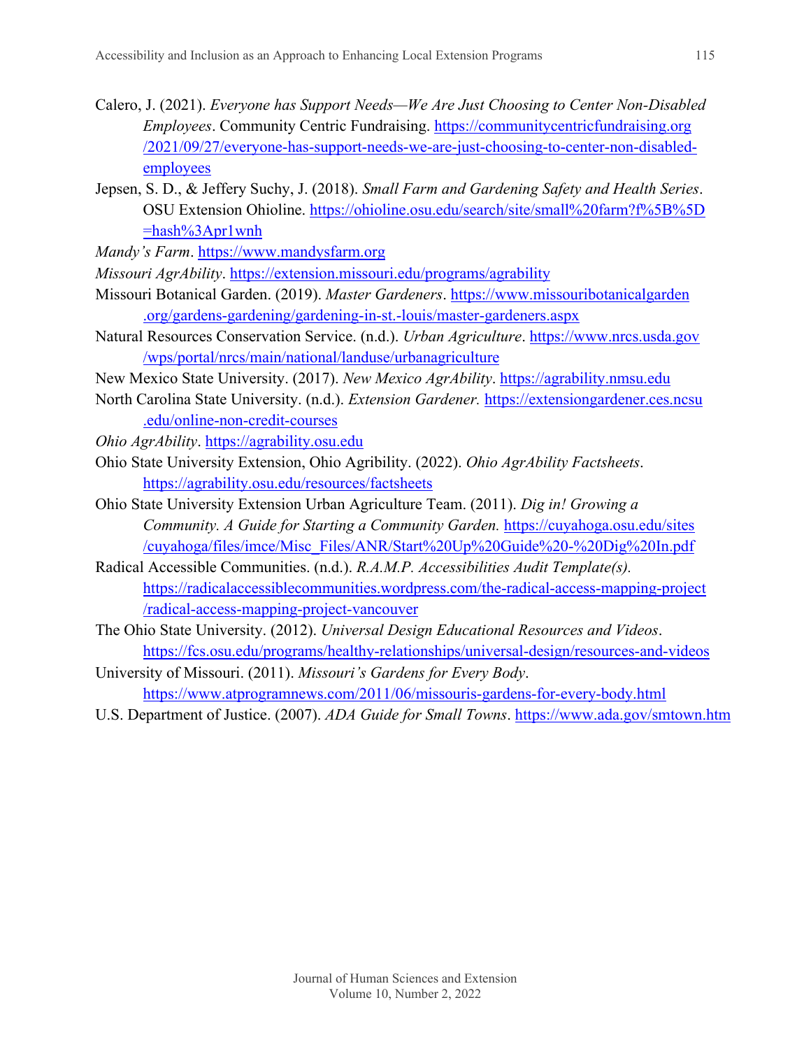Calero, J. (2021). *Everyone has Support Needs—We Are Just Choosing to Center Non-Disabled Employees*. Community Centric Fundraising. https://communitycentricfundraising.org/2021/09/27/everyone-has-support-needs-we-are-just-choosing-to-center-non-disabled-employees

Jepsen, S. D., & Jeffery Suchy, J. (2018). *Small Farm and Gardening Safety and Health Series*. OSU Extension Ohioline. https://ohioline.osu.edu/search/site/small%20farm?f%5B%5D=hash%3Apr1wnh

*Mandy's Farm*. https://www.mandysfarm.org

*Missouri AgrAbility*. https://extension.missouri.edu/programs/agrability

Missouri Botanical Garden. (2019). *Master Gardeners*. https://www.missouribotanicalgarden.org/gardens-gardening/gardening-in-st.-louis/master-gardeners.aspx

Natural Resources Conservation Service. (n.d.). *Urban Agriculture*. https://www.nrcs.usda.gov/wps/portal/nrcs/main/national/landuse/urbanagriculture

New Mexico State University. (2017). *New Mexico AgrAbility*. https://agrability.nmsu.edu

North Carolina State University. (n.d.). *Extension Gardener.* https://extensiongardener.ces.ncsu.edu/online-non-credit-courses

*Ohio AgrAbility*. https://agrability.osu.edu

Ohio State University Extension, Ohio Agribility. (2022). *Ohio AgrAbility Factsheets*. https://agrability.osu.edu/resources/factsheets

Ohio State University Extension Urban Agriculture Team. (2011). *Dig in! Growing a Community. A Guide for Starting a Community Garden.* https://cuyahoga.osu.edu/sites/cuyahoga/files/imce/Misc_Files/ANR/Start%20Up%20Guide%20-%20Dig%20In.pdf

Radical Accessible Communities. (n.d.). *R.A.M.P. Accessibilities Audit Template(s).* https://radicalaccessiblecommunities.wordpress.com/the-radical-access-mapping-project/radical-access-mapping-project-vancouver

The Ohio State University. (2012). *Universal Design Educational Resources and Videos*. https://fcs.osu.edu/programs/healthy-relationships/universal-design/resources-and-videos

University of Missouri. (2011). *Missouri's Gardens for Every Body*. https://www.atprogramnews.com/2011/06/missouris-gardens-for-every-body.html

U.S. Department of Justice. (2007). *ADA Guide for Small Towns*. https://www.ada.gov/smtown.htm